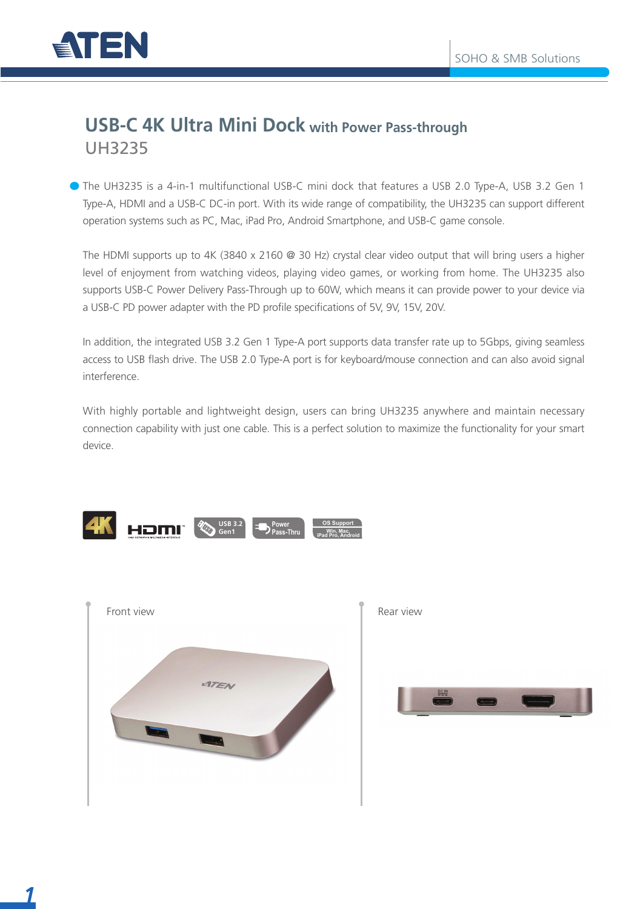# USB-C 4K Ultra Mini Dock with Power Pass-through

## UH3235

- The UH3235 is a 4-in-1 multifunctional USB-C mini dock that features a USB 2.0 Type-A, USB 3.2 Gen 1 Type-A, HDMI and a USB-C DC-in port. With its wide range of compatibility, the UH3235 can support different operation systems such as PC, Mac, iPad Pro, Android Smartphone, and USB-C game console.

The HDMI supports up to 4K (3840 x 2160 @ 30 Hz) crystal clear video output that will bring users a higher level of enjoyment from watching videos, playing video games, or working from home. The UH3235 also supports USB-C Power Delivery Pass-Through up to 60W, which means it can provide power to your device via a USB-C PD power adapter with the PD profile specifications of 5V, 9V, 15V, 20V.

In addition, the integrated USB 3.2 Gen 1 Type-A port supports data transfer rate up to 5Gbps, giving seamless access to USB flash drive. The USB 2.0 Type-A port is for keyboard/mouse connection and can also avoid signal interference.

With highly portable and lightweight design, users can bring UH3235 anywhere and maintain necessary connection capability with just one cable. This is a perfect solution to maximize the functionality for your smart device.

Front view

Rear view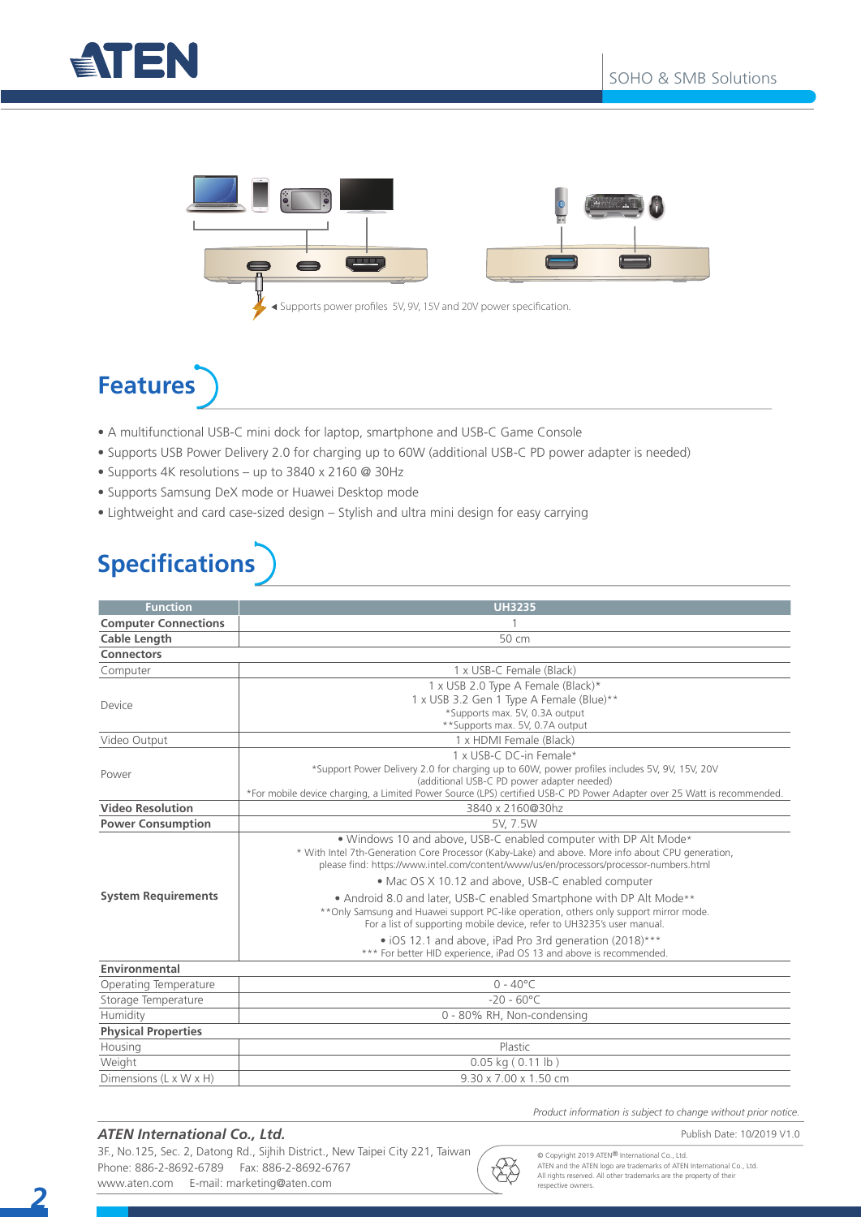◀ Supports power profiles 5V, 9V, 15V and 20V power specification.

## Features

- A multifunctional USB-C mini dock for laptop, smartphone and USB-C Game Console
- Supports USB Power Delivery 2.0 for charging up to 60W (additional USB-C PD power adapter is needed)
- Supports 4K resolutions – up to 3840 x 2160 @ 30Hz
- Supports Samsung DeX mode or Huawei Desktop mode
- Lightweight and card case-sized design – Stylish and ultra mini design for easy carrying

## Specifications

| Function | UH3235 |
|---|---|
| **Computer Connections** | 1 |
| **Cable Length** | 50 cm |
| **Connectors** | |
| Computer | 1 x USB-C Female (Black) |
| Device | 1 x USB 2.0 Type A Female (Black)*<br>1 x USB 3.2 Gen 1 Type A Female (Blue)**<br>*Supports max. 5V, 0.3A output<br>**Supports max. 5V, 0.7A output |
| Video Output | 1 x HDMI Female (Black) |
| Power | 1 x USB-C DC-in Female*<br>*Support Power Delivery 2.0 for charging up to 60W, power profiles includes 5V, 9V, 15V, 20V (additional USB-C PD power adapter needed)<br>*For mobile device charging, a Limited Power Source (LPS) certified USB-C PD Power Adapter over 25 Watt is recommended. |
| **Video Resolution** | 3840 x 2160@30hz |
| **Power Consumption** | 5V, 7.5W |
| **System Requirements** | • Windows 10 and above, USB-C enabled computer with DP Alt Mode*<br>* With Intel 7th-Generation Core Processor (Kaby-Lake) and above. More info about CPU generation, please find: https://www.intel.com/content/www/us/en/processors/processor-numbers.html<br>• Mac OS X 10.12 and above, USB-C enabled computer<br>• Android 8.0 and later, USB-C enabled Smartphone with DP Alt Mode**<br>**Only Samsung and Huawei support PC-like operation, others only support mirror mode. For a list of supporting mobile device, refer to UH3235's user manual.<br>• iOS 12.1 and above, iPad Pro 3rd generation (2018)***<br>*** For better HID experience, iPad OS 13 and above is recommended. |
| **Environmental** | |
| Operating Temperature | 0 - 40°C |
| Storage Temperature | -20 - 60°C |
| Humidity | 0 - 80% RH, Non-condensing |
| **Physical Properties** | |
| Housing | Plastic |
| Weight | 0.05 kg ( 0.11 lb ) |
| Dimensions (L x W x H) | 9.30 x 7.00 x 1.50 cm |

*Product information is subject to change without prior notice.*

**_ATEN International Co., Ltd._**

Publish Date: 10/2019 V1.0

3F., No.125, Sec. 2, Datong Rd., Sijhih District., New Taipei City 221, Taiwan
Phone: 886-2-8692-6789 Fax: 886-2-8692-6767
www.aten.com E-mail: marketing@aten.com

© Copyright 2019 ATEN® International Co., Ltd.
ATEN and the ATEN logo are trademarks of ATEN International Co., Ltd.
All rights reserved. All other trademarks are the property of their respective owners.